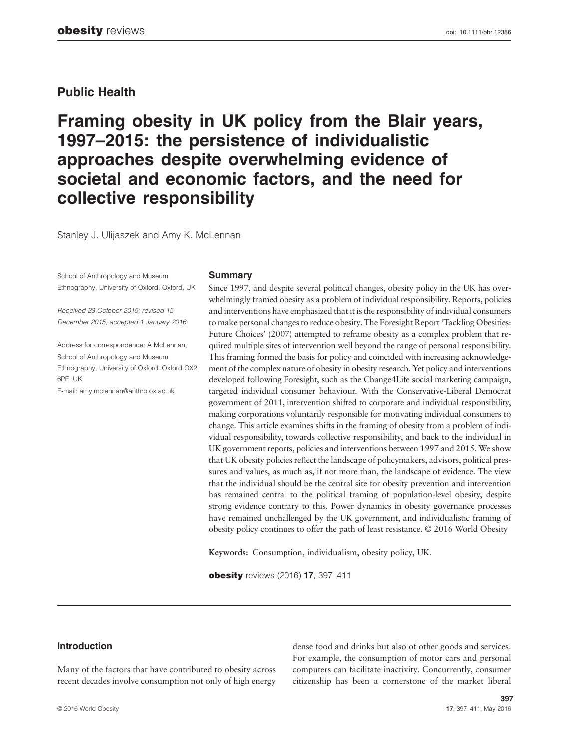## Public Health

# Framing obesity in UK policy from the Blair years, 1997–2015: the persistence of individualistic approaches despite overwhelming evidence of societal and economic factors, and the need for collective responsibility

Stanley J. Ulijaszek and Amy K. McLennan

School of Anthropology and Museum Ethnography, University of Oxford, Oxford, UK

*Received 23 October 2015; revised 15 December 2015; accepted 1 January 2016*

Address for correspondence: A McLennan, School of Anthropology and Museum Ethnography, University of Oxford, Oxford OX2 6PE, UK.
E-mail: amy.mclennan@anthro.ox.ac.uk

### Summary

Since 1997, and despite several political changes, obesity policy in the UK has overwhelmingly framed obesity as a problem of individual responsibility. Reports, policies and interventions have emphasized that it is the responsibility of individual consumers to make personal changes to reduce obesity. The Foresight Report 'Tackling Obesities: Future Choices' (2007) attempted to reframe obesity as a complex problem that required multiple sites of intervention well beyond the range of personal responsibility. This framing formed the basis for policy and coincided with increasing acknowledgement of the complex nature of obesity in obesity research. Yet policy and interventions developed following Foresight, such as the Change4Life social marketing campaign, targeted individual consumer behaviour. With the Conservative-Liberal Democrat government of 2011, intervention shifted to corporate and individual responsibility, making corporations voluntarily responsible for motivating individual consumers to change. This article examines shifts in the framing of obesity from a problem of individual responsibility, towards collective responsibility, and back to the individual in UK government reports, policies and interventions between 1997 and 2015. We show that UK obesity policies reflect the landscape of policymakers, advisors, political pressures and values, as much as, if not more than, the landscape of evidence. The view that the individual should be the central site for obesity prevention and intervention has remained central to the political framing of population-level obesity, despite strong evidence contrary to this. Power dynamics in obesity governance processes have remained unchallenged by the UK government, and individualistic framing of obesity policy continues to offer the path of least resistance. © 2016 World Obesity

**Keywords:** Consumption, individualism, obesity policy, UK.

**obesity** reviews (2016) **17**, 397–411

## Introduction

Many of the factors that have contributed to obesity across recent decades involve consumption not only of high energy dense food and drinks but also of other goods and services. For example, the consumption of motor cars and personal computers can facilitate inactivity. Concurrently, consumer citizenship has been a cornerstone of the market liberal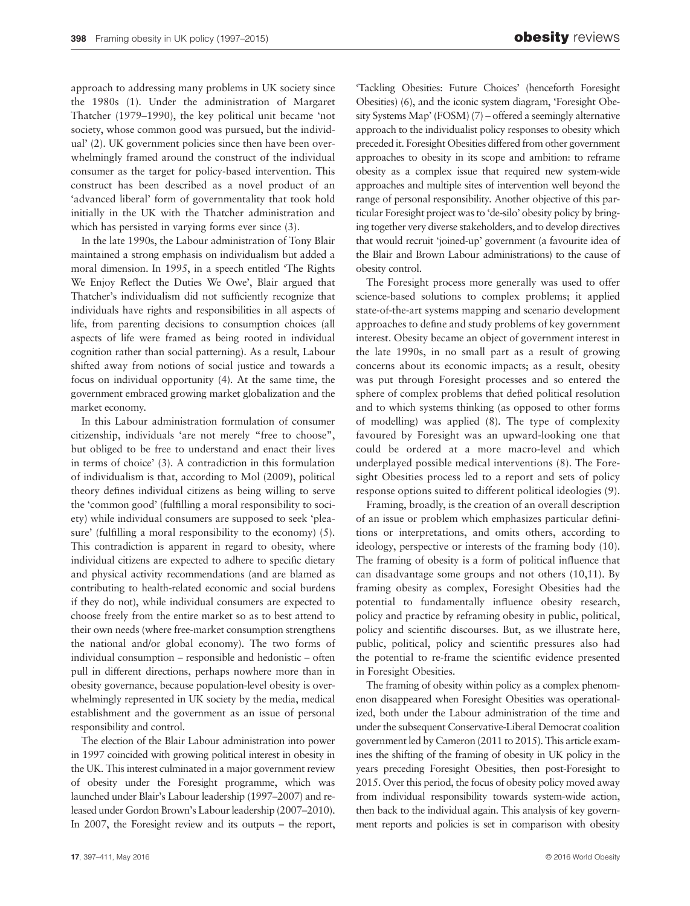approach to addressing many problems in UK society since the 1980s (1). Under the administration of Margaret Thatcher (1979–1990), the key political unit became 'not society, whose common good was pursued, but the individual' (2). UK government policies since then have been overwhelmingly framed around the construct of the individual consumer as the target for policy-based intervention. This construct has been described as a novel product of an 'advanced liberal' form of governmentality that took hold initially in the UK with the Thatcher administration and which has persisted in varying forms ever since (3).

In the late 1990s, the Labour administration of Tony Blair maintained a strong emphasis on individualism but added a moral dimension. In 1995, in a speech entitled 'The Rights We Enjoy Reflect the Duties We Owe', Blair argued that Thatcher's individualism did not sufficiently recognize that individuals have rights and responsibilities in all aspects of life, from parenting decisions to consumption choices (all aspects of life were framed as being rooted in individual cognition rather than social patterning). As a result, Labour shifted away from notions of social justice and towards a focus on individual opportunity (4). At the same time, the government embraced growing market globalization and the market economy.

In this Labour administration formulation of consumer citizenship, individuals 'are not merely "free to choose", but obliged to be free to understand and enact their lives in terms of choice' (3). A contradiction in this formulation of individualism is that, according to Mol (2009), political theory defines individual citizens as being willing to serve the 'common good' (fulfilling a moral responsibility to society) while individual consumers are supposed to seek 'pleasure' (fulfilling a moral responsibility to the economy) (5). This contradiction is apparent in regard to obesity, where individual citizens are expected to adhere to specific dietary and physical activity recommendations (and are blamed as contributing to health-related economic and social burdens if they do not), while individual consumers are expected to choose freely from the entire market so as to best attend to their own needs (where free-market consumption strengthens the national and/or global economy). The two forms of individual consumption – responsible and hedonistic – often pull in different directions, perhaps nowhere more than in obesity governance, because population-level obesity is overwhelmingly represented in UK society by the media, medical establishment and the government as an issue of personal responsibility and control.

The election of the Blair Labour administration into power in 1997 coincided with growing political interest in obesity in the UK. This interest culminated in a major government review of obesity under the Foresight programme, which was launched under Blair's Labour leadership (1997–2007) and released under Gordon Brown's Labour leadership (2007–2010). In 2007, the Foresight review and its outputs – the report, 'Tackling Obesities: Future Choices' (henceforth Foresight Obesities) (6), and the iconic system diagram, 'Foresight Obesity Systems Map' (FOSM) (7) – offered a seemingly alternative approach to the individualist policy responses to obesity which preceded it. Foresight Obesities differed from other government approaches to obesity in its scope and ambition: to reframe obesity as a complex issue that required new system-wide approaches and multiple sites of intervention well beyond the range of personal responsibility. Another objective of this particular Foresight project was to 'de-silo' obesity policy by bringing together very diverse stakeholders, and to develop directives that would recruit 'joined-up' government (a favourite idea of the Blair and Brown Labour administrations) to the cause of obesity control.

The Foresight process more generally was used to offer science-based solutions to complex problems; it applied state-of-the-art systems mapping and scenario development approaches to define and study problems of key government interest. Obesity became an object of government interest in the late 1990s, in no small part as a result of growing concerns about its economic impacts; as a result, obesity was put through Foresight processes and so entered the sphere of complex problems that defied political resolution and to which systems thinking (as opposed to other forms of modelling) was applied (8). The type of complexity favoured by Foresight was an upward-looking one that could be ordered at a more macro-level and which underplayed possible medical interventions (8). The Foresight Obesities process led to a report and sets of policy response options suited to different political ideologies (9).

Framing, broadly, is the creation of an overall description of an issue or problem which emphasizes particular definitions or interpretations, and omits others, according to ideology, perspective or interests of the framing body (10). The framing of obesity is a form of political influence that can disadvantage some groups and not others (10,11). By framing obesity as complex, Foresight Obesities had the potential to fundamentally influence obesity research, policy and practice by reframing obesity in public, political, policy and scientific discourses. But, as we illustrate here, public, political, policy and scientific pressures also had the potential to re-frame the scientific evidence presented in Foresight Obesities.

The framing of obesity within policy as a complex phenomenon disappeared when Foresight Obesities was operationalized, both under the Labour administration of the time and under the subsequent Conservative-Liberal Democrat coalition government led by Cameron (2011 to 2015). This article examines the shifting of the framing of obesity in UK policy in the years preceding Foresight Obesities, then post-Foresight to 2015. Over this period, the focus of obesity policy moved away from individual responsibility towards system-wide action, then back to the individual again. This analysis of key government reports and policies is set in comparison with obesity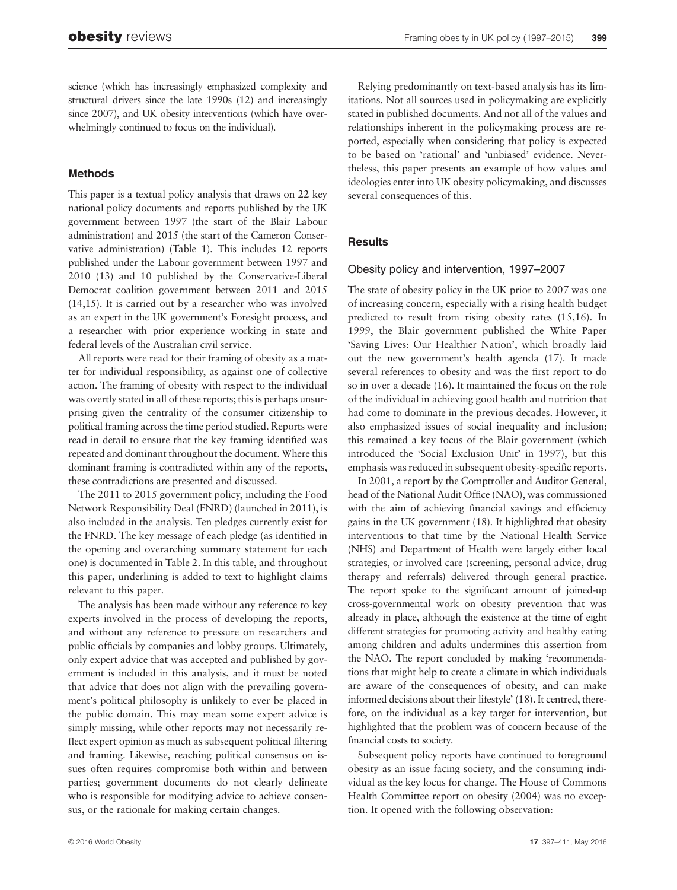science (which has increasingly emphasized complexity and structural drivers since the late 1990s (12) and increasingly since 2007), and UK obesity interventions (which have overwhelmingly continued to focus on the individual).

## Methods

This paper is a textual policy analysis that draws on 22 key national policy documents and reports published by the UK government between 1997 (the start of the Blair Labour administration) and 2015 (the start of the Cameron Conservative administration) (Table 1). This includes 12 reports published under the Labour government between 1997 and 2010 (13) and 10 published by the Conservative-Liberal Democrat coalition government between 2011 and 2015 (14,15). It is carried out by a researcher who was involved as an expert in the UK government's Foresight process, and a researcher with prior experience working in state and federal levels of the Australian civil service.

All reports were read for their framing of obesity as a matter for individual responsibility, as against one of collective action. The framing of obesity with respect to the individual was overtly stated in all of these reports; this is perhaps unsurprising given the centrality of the consumer citizenship to political framing across the time period studied. Reports were read in detail to ensure that the key framing identified was repeated and dominant throughout the document. Where this dominant framing is contradicted within any of the reports, these contradictions are presented and discussed.

The 2011 to 2015 government policy, including the Food Network Responsibility Deal (FNRD) (launched in 2011), is also included in the analysis. Ten pledges currently exist for the FNRD. The key message of each pledge (as identified in the opening and overarching summary statement for each one) is documented in Table 2. In this table, and throughout this paper, underlining is added to text to highlight claims relevant to this paper.

The analysis has been made without any reference to key experts involved in the process of developing the reports, and without any reference to pressure on researchers and public officials by companies and lobby groups. Ultimately, only expert advice that was accepted and published by government is included in this analysis, and it must be noted that advice that does not align with the prevailing government's political philosophy is unlikely to ever be placed in the public domain. This may mean some expert advice is simply missing, while other reports may not necessarily reflect expert opinion as much as subsequent political filtering and framing. Likewise, reaching political consensus on issues often requires compromise both within and between parties; government documents do not clearly delineate who is responsible for modifying advice to achieve consensus, or the rationale for making certain changes.

Relying predominantly on text-based analysis has its limitations. Not all sources used in policymaking are explicitly stated in published documents. And not all of the values and relationships inherent in the policymaking process are reported, especially when considering that policy is expected to be based on 'rational' and 'unbiased' evidence. Nevertheless, this paper presents an example of how values and ideologies enter into UK obesity policymaking, and discusses several consequences of this.

## Results

### Obesity policy and intervention, 1997–2007

The state of obesity policy in the UK prior to 2007 was one of increasing concern, especially with a rising health budget predicted to result from rising obesity rates (15,16). In 1999, the Blair government published the White Paper 'Saving Lives: Our Healthier Nation', which broadly laid out the new government's health agenda (17). It made several references to obesity and was the first report to do so in over a decade (16). It maintained the focus on the role of the individual in achieving good health and nutrition that had come to dominate in the previous decades. However, it also emphasized issues of social inequality and inclusion; this remained a key focus of the Blair government (which introduced the 'Social Exclusion Unit' in 1997), but this emphasis was reduced in subsequent obesity-specific reports.

In 2001, a report by the Comptroller and Auditor General, head of the National Audit Office (NAO), was commissioned with the aim of achieving financial savings and efficiency gains in the UK government (18). It highlighted that obesity interventions to that time by the National Health Service (NHS) and Department of Health were largely either local strategies, or involved care (screening, personal advice, drug therapy and referrals) delivered through general practice. The report spoke to the significant amount of joined-up cross-governmental work on obesity prevention that was already in place, although the existence at the time of eight different strategies for promoting activity and healthy eating among children and adults undermines this assertion from the NAO. The report concluded by making 'recommendations that might help to create a climate in which individuals are aware of the consequences of obesity, and can make informed decisions about their lifestyle' (18). It centred, therefore, on the individual as a key target for intervention, but highlighted that the problem was of concern because of the financial costs to society.

Subsequent policy reports have continued to foreground obesity as an issue facing society, and the consuming individual as the key locus for change. The House of Commons Health Committee report on obesity (2004) was no exception. It opened with the following observation: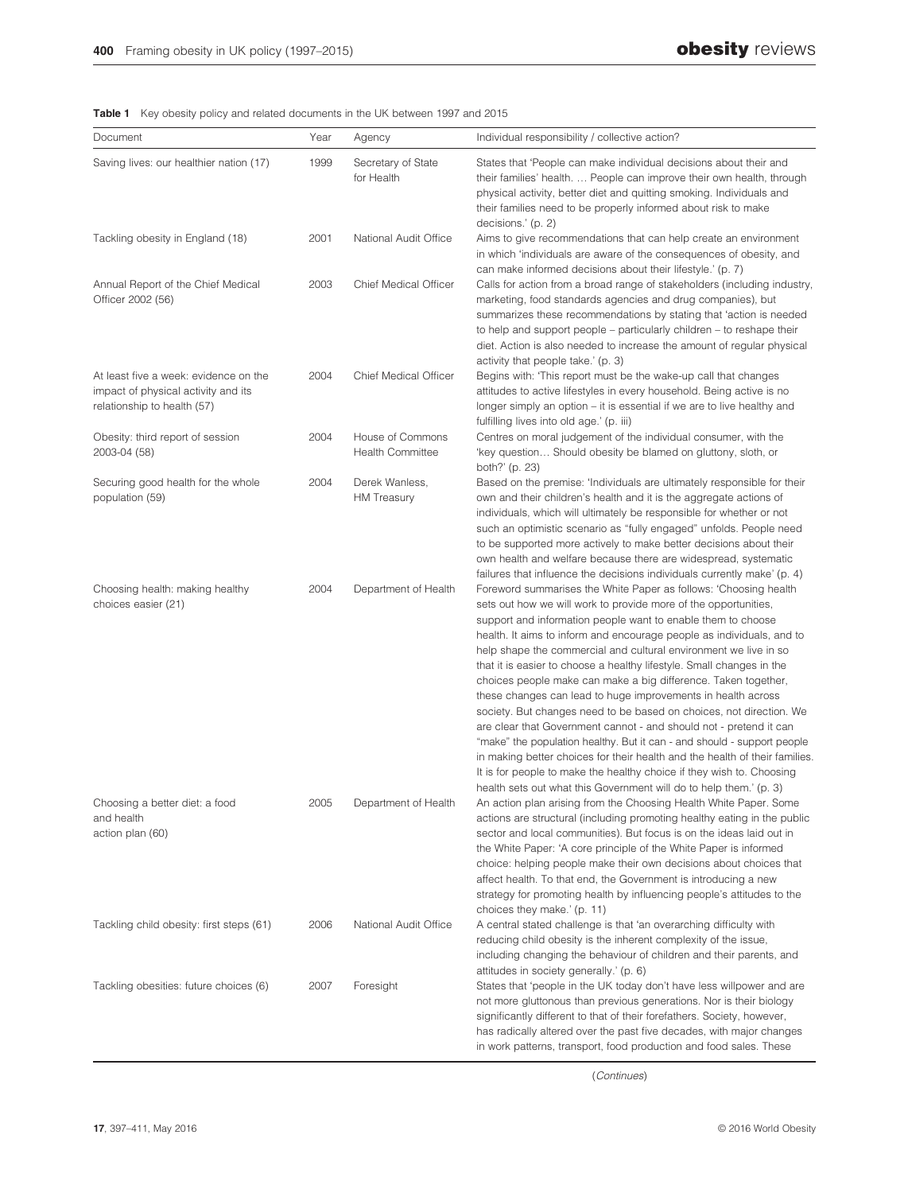**Table 1** Key obesity policy and related documents in the UK between 1997 and 2015

| Document | Year | Agency | Individual responsibility / collective action? |
|---|---|---|---|
| Saving lives: our healthier nation (17) | 1999 | Secretary of State for Health | States that 'People can make individual decisions about their and their families' health. … People can improve their own health, through physical activity, better diet and quitting smoking. Individuals and their families need to be properly informed about risk to make decisions.' (p. 2) |
| Tackling obesity in England (18) | 2001 | National Audit Office | Aims to give recommendations that can help create an environment in which 'individuals are aware of the consequences of obesity, and can make informed decisions about their lifestyle.' (p. 7) |
| Annual Report of the Chief Medical Officer 2002 (56) | 2003 | Chief Medical Officer | Calls for action from a broad range of stakeholders (including industry, marketing, food standards agencies and drug companies), but summarizes these recommendations by stating that 'action is needed to help and support people – particularly children – to reshape their diet. Action is also needed to increase the amount of regular physical activity that people take.' (p. 3) |
| At least five a week: evidence on the impact of physical activity and its relationship to health (57) | 2004 | Chief Medical Officer | Begins with: 'This report must be the wake-up call that changes attitudes to active lifestyles in every household. Being active is no longer simply an option – it is essential if we are to live healthy and fulfilling lives into old age.' (p. iii) |
| Obesity: third report of session 2003-04 (58) | 2004 | House of Commons Health Committee | Centres on moral judgement of the individual consumer, with the 'key question… Should obesity be blamed on gluttony, sloth, or both?' (p. 23) |
| Securing good health for the whole population (59) | 2004 | Derek Wanless, HM Treasury | Based on the premise: 'Individuals are ultimately responsible for their own and their children's health and it is the aggregate actions of individuals, which will ultimately be responsible for whether or not such an optimistic scenario as "fully engaged" unfolds. People need to be supported more actively to make better decisions about their own health and welfare because there are widespread, systematic failures that influence the decisions individuals currently make' (p. 4) |
| Choosing health: making healthy choices easier (21) | 2004 | Department of Health | Foreword summarises the White Paper as follows: 'Choosing health sets out how we will work to provide more of the opportunities, support and information people want to enable them to choose health. It aims to inform and encourage people as individuals, and to help shape the commercial and cultural environment we live in so that it is easier to choose a healthy lifestyle. Small changes in the choices people make can make a big difference. Taken together, these changes can lead to huge improvements in health across society. But changes need to be based on choices, not direction. We are clear that Government cannot - and should not - pretend it can "make" the population healthy. But it can - and should - support people in making better choices for their health and the health of their families. It is for people to make the healthy choice if they wish to. Choosing health sets out what this Government will do to help them.' (p. 3) |
| Choosing a better diet: a food and health action plan (60) | 2005 | Department of Health | An action plan arising from the Choosing Health White Paper. Some actions are structural (including promoting healthy eating in the public sector and local communities). But focus is on the ideas laid out in the White Paper: 'A core principle of the White Paper is informed choice: helping people make their own decisions about choices that affect health. To that end, the Government is introducing a new strategy for promoting health by influencing people's attitudes to the choices they make.' (p. 11) |
| Tackling child obesity: first steps (61) | 2006 | National Audit Office | A central stated challenge is that 'an overarching difficulty with reducing child obesity is the inherent complexity of the issue, including changing the behaviour of children and their parents, and attitudes in society generally.' (p. 6) |
| Tackling obesities: future choices (6) | 2007 | Foresight | States that 'people in the UK today don't have less willpower and are not more gluttonous than previous generations. Nor is their biology significantly different to that of their forefathers. Society, however, has radically altered over the past five decades, with major changes in work patterns, transport, food production and food sales. These |

(*Continues*)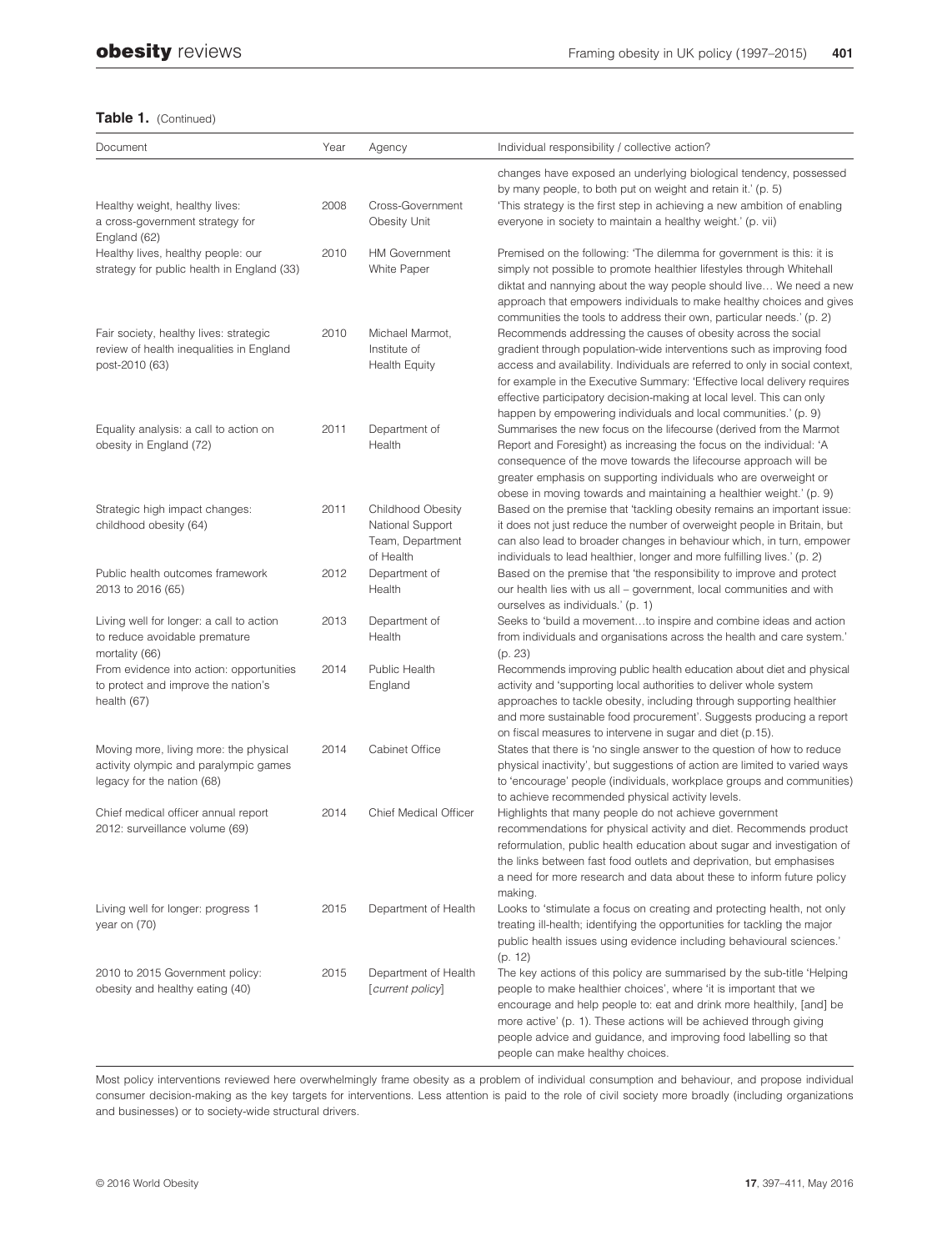**Table 1.** (Continued)

| Document | Year | Agency | Individual responsibility / collective action? |
|---|---|---|---|
| | | | changes have exposed an underlying biological tendency, possessed by many people, to both put on weight and retain it.' (p. 5) |
| Healthy weight, healthy lives: a cross-government strategy for England (62) | 2008 | Cross-Government Obesity Unit | 'This strategy is the first step in achieving a new ambition of enabling everyone in society to maintain a healthy weight.' (p. vii) |
| Healthy lives, healthy people: our strategy for public health in England (33) | 2010 | HM Government White Paper | Premised on the following: 'The dilemma for government is this: it is simply not possible to promote healthier lifestyles through Whitehall diktat and nannying about the way people should live… We need a new approach that empowers individuals to make healthy choices and gives communities the tools to address their own, particular needs.' (p. 2) |
| Fair society, healthy lives: strategic review of health inequalities in England post-2010 (63) | 2010 | Michael Marmot, Institute of Health Equity | Recommends addressing the causes of obesity across the social gradient through population-wide interventions such as improving food access and availability. Individuals are referred to only in social context, for example in the Executive Summary: 'Effective local delivery requires effective participatory decision-making at local level. This can only happen by empowering individuals and local communities.' (p. 9) |
| Equality analysis: a call to action on obesity in England (72) | 2011 | Department of Health | Summarises the new focus on the lifecourse (derived from the Marmot Report and Foresight) as increasing the focus on the individual: 'A consequence of the move towards the lifecourse approach will be greater emphasis on supporting individuals who are overweight or obese in moving towards and maintaining a healthier weight.' (p. 9) |
| Strategic high impact changes: childhood obesity (64) | 2011 | Childhood Obesity National Support Team, Department of Health | Based on the premise that 'tackling obesity remains an important issue: it does not just reduce the number of overweight people in Britain, but can also lead to broader changes in behaviour which, in turn, empower individuals to lead healthier, longer and more fulfilling lives.' (p. 2) |
| Public health outcomes framework 2013 to 2016 (65) | 2012 | Department of Health | Based on the premise that 'the responsibility to improve and protect our health lies with us all – government, local communities and with ourselves as individuals.' (p. 1) |
| Living well for longer: a call to action to reduce avoidable premature mortality (66) | 2013 | Department of Health | Seeks to 'build a movement…to inspire and combine ideas and action from individuals and organisations across the health and care system.' (p. 23) |
| From evidence into action: opportunities to protect and improve the nation's health (67) | 2014 | Public Health England | Recommends improving public health education about diet and physical activity and 'supporting local authorities to deliver whole system approaches to tackle obesity, including through supporting healthier and more sustainable food procurement'. Suggests producing a report on fiscal measures to intervene in sugar and diet (p.15). |
| Moving more, living more: the physical activity olympic and paralympic games legacy for the nation (68) | 2014 | Cabinet Office | States that there is 'no single answer to the question of how to reduce physical inactivity', but suggestions of action are limited to varied ways to 'encourage' people (individuals, workplace groups and communities) to achieve recommended physical activity levels. |
| Chief medical officer annual report 2012: surveillance volume (69) | 2014 | Chief Medical Officer | Highlights that many people do not achieve government recommendations for physical activity and diet. Recommends product reformulation, public health education about sugar and investigation of the links between fast food outlets and deprivation, but emphasises a need for more research and data about these to inform future policy making. |
| Living well for longer: progress 1 year on (70) | 2015 | Department of Health | Looks to 'stimulate a focus on creating and protecting health, not only treating ill-health; identifying the opportunities for tackling the major public health issues using evidence including behavioural sciences.' (p. 12) |
| 2010 to 2015 Government policy: obesity and healthy eating (40) | 2015 | Department of Health [*current policy*] | The key actions of this policy are summarised by the sub-title 'Helping people to make healthier choices', where 'it is important that we encourage and help people to: eat and drink more healthily, [and] be more active' (p. 1). These actions will be achieved through giving people advice and guidance, and improving food labelling so that people can make healthy choices. |

Most policy interventions reviewed here overwhelmingly frame obesity as a problem of individual consumption and behaviour, and propose individual consumer decision-making as the key targets for interventions. Less attention is paid to the role of civil society more broadly (including organizations and businesses) or to society-wide structural drivers.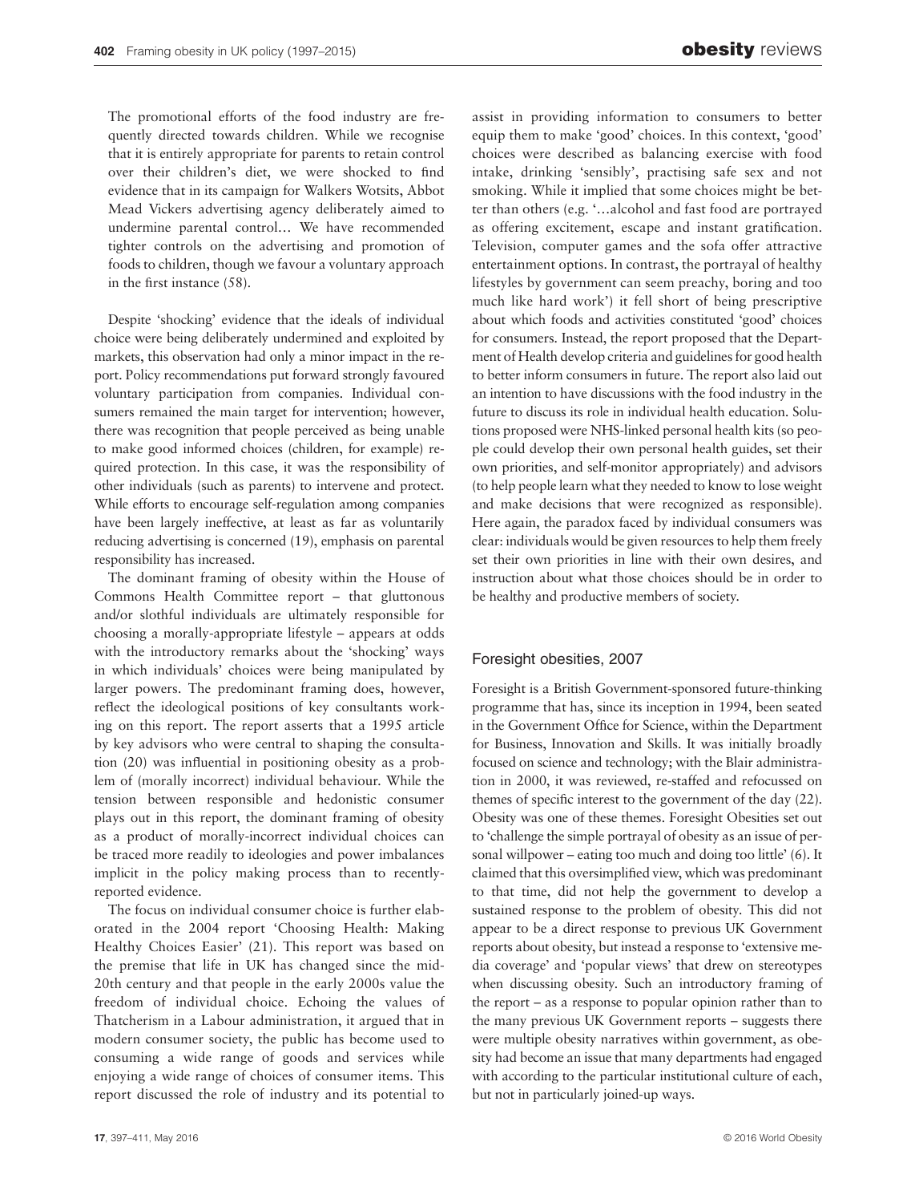> The promotional efforts of the food industry are frequently directed towards children. While we recognise that it is entirely appropriate for parents to retain control over their children's diet, we were shocked to find evidence that in its campaign for Walkers Wotsits, Abbot Mead Vickers advertising agency deliberately aimed to undermine parental control… We have recommended tighter controls on the advertising and promotion of foods to children, though we favour a voluntary approach in the first instance (58).

Despite 'shocking' evidence that the ideals of individual choice were being deliberately undermined and exploited by markets, this observation had only a minor impact in the report. Policy recommendations put forward strongly favoured voluntary participation from companies. Individual consumers remained the main target for intervention; however, there was recognition that people perceived as being unable to make good informed choices (children, for example) required protection. In this case, it was the responsibility of other individuals (such as parents) to intervene and protect. While efforts to encourage self-regulation among companies have been largely ineffective, at least as far as voluntarily reducing advertising is concerned (19), emphasis on parental responsibility has increased.

The dominant framing of obesity within the House of Commons Health Committee report – that gluttonous and/or slothful individuals are ultimately responsible for choosing a morally-appropriate lifestyle – appears at odds with the introductory remarks about the 'shocking' ways in which individuals' choices were being manipulated by larger powers. The predominant framing does, however, reflect the ideological positions of key consultants working on this report. The report asserts that a 1995 article by key advisors who were central to shaping the consultation (20) was influential in positioning obesity as a problem of (morally incorrect) individual behaviour. While the tension between responsible and hedonistic consumer plays out in this report, the dominant framing of obesity as a product of morally-incorrect individual choices can be traced more readily to ideologies and power imbalances implicit in the policy making process than to recently-reported evidence.

The focus on individual consumer choice is further elaborated in the 2004 report 'Choosing Health: Making Healthy Choices Easier' (21). This report was based on the premise that life in UK has changed since the mid-20th century and that people in the early 2000s value the freedom of individual choice. Echoing the values of Thatcherism in a Labour administration, it argued that in modern consumer society, the public has become used to consuming a wide range of goods and services while enjoying a wide range of choices of consumer items. This report discussed the role of industry and its potential to assist in providing information to consumers to better equip them to make 'good' choices. In this context, 'good' choices were described as balancing exercise with food intake, drinking 'sensibly', practising safe sex and not smoking. While it implied that some choices might be better than others (e.g. '…alcohol and fast food are portrayed as offering excitement, escape and instant gratification. Television, computer games and the sofa offer attractive entertainment options. In contrast, the portrayal of healthy lifestyles by government can seem preachy, boring and too much like hard work') it fell short of being prescriptive about which foods and activities constituted 'good' choices for consumers. Instead, the report proposed that the Department of Health develop criteria and guidelines for good health to better inform consumers in future. The report also laid out an intention to have discussions with the food industry in the future to discuss its role in individual health education. Solutions proposed were NHS-linked personal health kits (so people could develop their own personal health guides, set their own priorities, and self-monitor appropriately) and advisors (to help people learn what they needed to know to lose weight and make decisions that were recognized as responsible). Here again, the paradox faced by individual consumers was clear: individuals would be given resources to help them freely set their own priorities in line with their own desires, and instruction about what those choices should be in order to be healthy and productive members of society.

## Foresight obesities, 2007

Foresight is a British Government-sponsored future-thinking programme that has, since its inception in 1994, been seated in the Government Office for Science, within the Department for Business, Innovation and Skills. It was initially broadly focused on science and technology; with the Blair administration in 2000, it was reviewed, re-staffed and refocussed on themes of specific interest to the government of the day (22). Obesity was one of these themes. Foresight Obesities set out to 'challenge the simple portrayal of obesity as an issue of personal willpower – eating too much and doing too little' (6). It claimed that this oversimplified view, which was predominant to that time, did not help the government to develop a sustained response to the problem of obesity. This did not appear to be a direct response to previous UK Government reports about obesity, but instead a response to 'extensive media coverage' and 'popular views' that drew on stereotypes when discussing obesity. Such an introductory framing of the report – as a response to popular opinion rather than to the many previous UK Government reports – suggests there were multiple obesity narratives within government, as obesity had become an issue that many departments had engaged with according to the particular institutional culture of each, but not in particularly joined-up ways.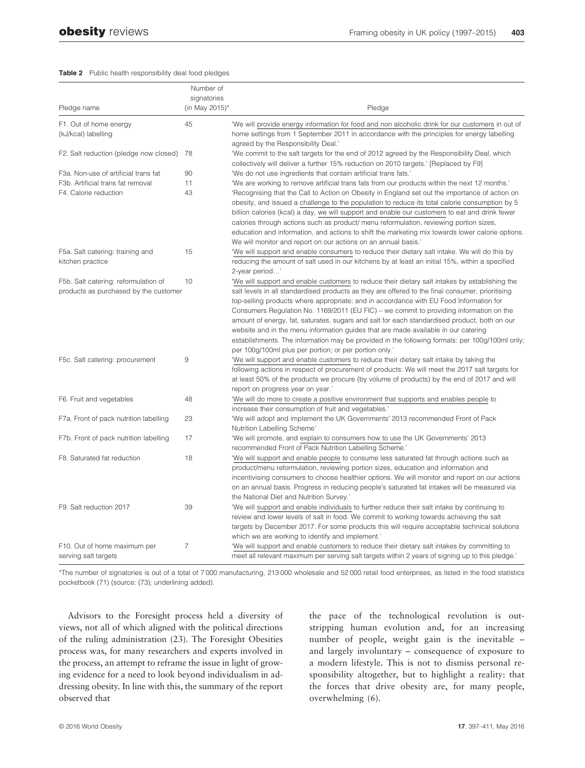**Table 2** Public health responsibility deal food pledges

| Pledge name | Number of signatories (in May 2015)* | Pledge |
|---|---|---|
| F1. Out of home energy (kJ/kcal) labelling | 45 | 'We will provide energy information for food and non alcoholic drink for our customers in out of home settings from 1 September 2011 in accordance with the principles for energy labelling agreed by the Responsibility Deal.' |
| F2. Salt reduction (pledge now closed) | 78 | 'We commit to the salt targets for the end of 2012 agreed by the Responsibility Deal, which collectively will deliver a further 15% reduction on 2010 targets.' [Replaced by F9] |
| F3a. Non-use of artificial trans fat | 90 | 'We do not use ingredients that contain artificial trans fats.' |
| F3b. Artificial trans fat removal | 11 | 'We are working to remove artificial trans fats from our products within the next 12 months.' |
| F4. Calorie reduction | 43 | 'Recognising that the Call to Action on Obesity in England set out the importance of action on obesity, and issued a challenge to the population to reduce its total calorie consumption by 5 billion calories (kcal) a day, we will support and enable our customers to eat and drink fewer calories through actions such as product/ menu reformulation, reviewing portion sizes, education and information, and actions to shift the marketing mix towards lower calorie options. We will monitor and report on our actions on an annual basis.' |
| F5a. Salt catering: training and kitchen practice | 15 | 'We will support and enable consumers to reduce their dietary salt intake. We will do this by reducing the amount of salt used in our kitchens by at least an initial 15%, within a specified 2-year period…' |
| F5b. Salt catering: reformulation of products as purchased by the customer | 10 | 'We will support and enable customers to reduce their dietary salt intakes by establishing the salt levels in all standardised products as they are offered to the final consumer, prioritising top-selling products where appropriate; and in accordance with EU Food Information for Consumers Regulation No. 1169/2011 (EU FIC) – we commit to providing information on the amount of energy, fat, saturates, sugars and salt for each standardised product, both on our website and in the menu information guides that are made available in our catering establishments. The information may be provided in the following formats: per 100g/100ml only; per 100g/100ml plus per portion; or per portion only.' |
| F5c. Salt catering: procurement | 9 | 'We will support and enable customers to reduce their dietary salt intake by taking the following actions in respect of procurement of products: We will meet the 2017 salt targets for at least 50% of the products we procure (by volume of products) by the end of 2017 and will report on progress year on year.' |
| F6. Fruit and vegetables | 48 | 'We will do more to create a positive environment that supports and enables people to increase their consumption of fruit and vegetables.' |
| F7a. Front of pack nutrition labelling | 23 | 'We will adopt and implement the UK Governments' 2013 recommended Front of Pack Nutrition Labelling Scheme' |
| F7b. Front of pack nutrition labelling | 17 | 'We will promote, and explain to consumers how to use the UK Governments' 2013 recommended Front of Pack Nutrition Labelling Scheme.' |
| F8. Saturated fat reduction | 18 | 'We will support and enable people to consume less saturated fat through actions such as product/menu reformulation, reviewing portion sizes, education and information and incentivising consumers to choose healthier options. We will monitor and report on our actions on an annual basis. Progress in reducing people's saturated fat intakes will be measured via the National Diet and Nutrition Survey.' |
| F9. Salt reduction 2017 | 39 | 'We will support and enable individuals to further reduce their salt intake by continuing to review and lower levels of salt in food. We commit to working towards achieving the salt targets by December 2017. For some products this will require acceptable technical solutions which we are working to identify and implement.' |
| F10. Out of home maximum per serving salt targets | 7 | 'We will support and enable customers to reduce their dietary salt intakes by committing to meet all relevant maximum per serving salt targets within 2 years of signing up to this pledge.' |

*The number of signatories is out of a total of 7 000 manufacturing, 213 000 wholesale and 52 000 retail food enterprises, as listed in the food statistics pocketbook (71) (source: (73); underlining added).

Advisors to the Foresight process held a diversity of views, not all of which aligned with the political directions of the ruling administration (23). The Foresight Obesities process was, for many researchers and experts involved in the process, an attempt to reframe the issue in light of growing evidence for a need to look beyond individualism in addressing obesity. In line with this, the summary of the report observed that

> the pace of the technological revolution is outstripping human evolution and, for an increasing number of people, weight gain is the inevitable – and largely involuntary – consequence of exposure to a modern lifestyle. This is not to dismiss personal responsibility altogether, but to highlight a reality: that the forces that drive obesity are, for many people, overwhelming (6).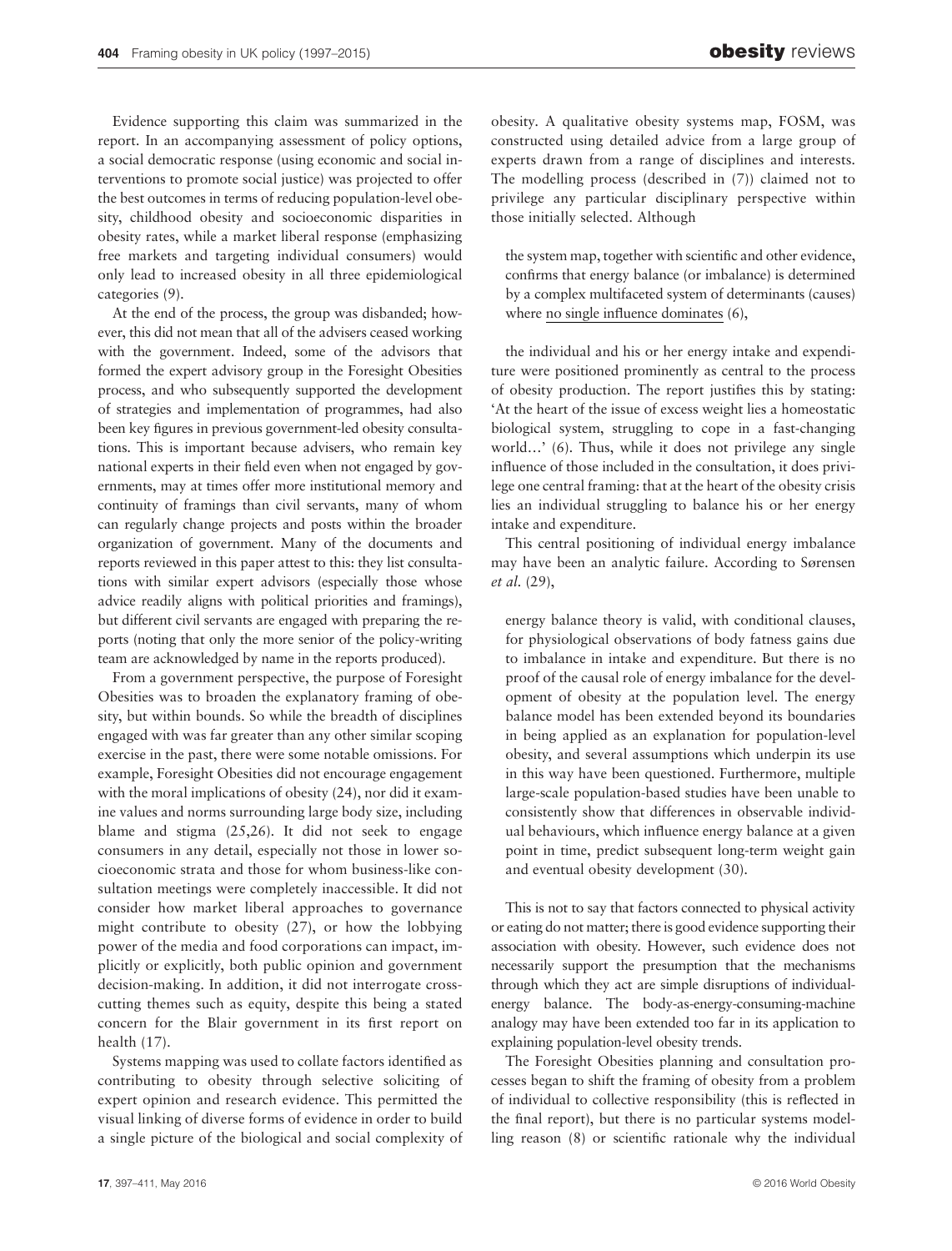Evidence supporting this claim was summarized in the report. In an accompanying assessment of policy options, a social democratic response (using economic and social interventions to promote social justice) was projected to offer the best outcomes in terms of reducing population-level obesity, childhood obesity and socioeconomic disparities in obesity rates, while a market liberal response (emphasizing free markets and targeting individual consumers) would only lead to increased obesity in all three epidemiological categories (9).

At the end of the process, the group was disbanded; however, this did not mean that all of the advisers ceased working with the government. Indeed, some of the advisors that formed the expert advisory group in the Foresight Obesities process, and who subsequently supported the development of strategies and implementation of programmes, had also been key figures in previous government-led obesity consultations. This is important because advisers, who remain key national experts in their field even when not engaged by governments, may at times offer more institutional memory and continuity of framings than civil servants, many of whom can regularly change projects and posts within the broader organization of government. Many of the documents and reports reviewed in this paper attest to this: they list consultations with similar expert advisors (especially those whose advice readily aligns with political priorities and framings), but different civil servants are engaged with preparing the reports (noting that only the more senior of the policy-writing team are acknowledged by name in the reports produced).

From a government perspective, the purpose of Foresight Obesities was to broaden the explanatory framing of obesity, but within bounds. So while the breadth of disciplines engaged with was far greater than any other similar scoping exercise in the past, there were some notable omissions. For example, Foresight Obesities did not encourage engagement with the moral implications of obesity (24), nor did it examine values and norms surrounding large body size, including blame and stigma (25,26). It did not seek to engage consumers in any detail, especially not those in lower socioeconomic strata and those for whom business-like consultation meetings were completely inaccessible. It did not consider how market liberal approaches to governance might contribute to obesity (27), or how the lobbying power of the media and food corporations can impact, implicitly or explicitly, both public opinion and government decision-making. In addition, it did not interrogate cross-cutting themes such as equity, despite this being a stated concern for the Blair government in its first report on health (17).

Systems mapping was used to collate factors identified as contributing to obesity through selective soliciting of expert opinion and research evidence. This permitted the visual linking of diverse forms of evidence in order to build a single picture of the biological and social complexity of obesity. A qualitative obesity systems map, FOSM, was constructed using detailed advice from a large group of experts drawn from a range of disciplines and interests. The modelling process (described in (7)) claimed not to privilege any particular disciplinary perspective within those initially selected. Although

> the system map, together with scientific and other evidence, confirms that energy balance (or imbalance) is determined by a complex multifaceted system of determinants (causes) where <u>no single influence dominates</u> (6),

the individual and his or her energy intake and expenditure were positioned prominently as central to the process of obesity production. The report justifies this by stating: 'At the heart of the issue of excess weight lies a homeostatic biological system, struggling to cope in a fast-changing world…' (6). Thus, while it does not privilege any single influence of those included in the consultation, it does privilege one central framing: that at the heart of the obesity crisis lies an individual struggling to balance his or her energy intake and expenditure.

This central positioning of individual energy imbalance may have been an analytic failure. According to Sørensen *et al.* (29),

> energy balance theory is valid, with conditional clauses, for physiological observations of body fatness gains due to imbalance in intake and expenditure. But there is no proof of the causal role of energy imbalance for the development of obesity at the population level. The energy balance model has been extended beyond its boundaries in being applied as an explanation for population-level obesity, and several assumptions which underpin its use in this way have been questioned. Furthermore, multiple large-scale population-based studies have been unable to consistently show that differences in observable individual behaviours, which influence energy balance at a given point in time, predict subsequent long-term weight gain and eventual obesity development (30).

This is not to say that factors connected to physical activity or eating do not matter; there is good evidence supporting their association with obesity. However, such evidence does not necessarily support the presumption that the mechanisms through which they act are simple disruptions of individual-energy balance. The body-as-energy-consuming-machine analogy may have been extended too far in its application to explaining population-level obesity trends.

The Foresight Obesities planning and consultation processes began to shift the framing of obesity from a problem of individual to collective responsibility (this is reflected in the final report), but there is no particular systems modelling reason (8) or scientific rationale why the individual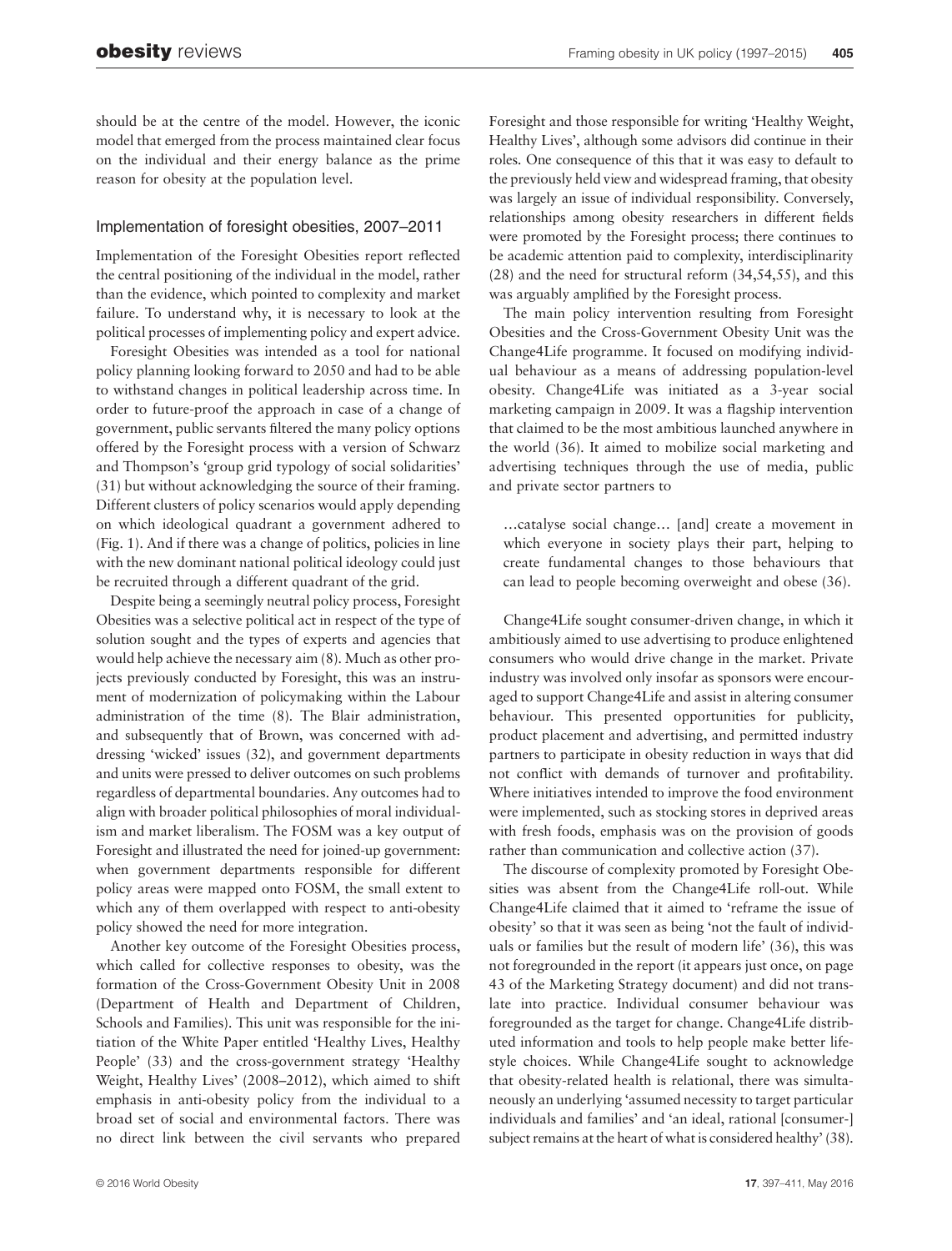should be at the centre of the model. However, the iconic model that emerged from the process maintained clear focus on the individual and their energy balance as the prime reason for obesity at the population level.

## Implementation of foresight obesities, 2007–2011

Implementation of the Foresight Obesities report reflected the central positioning of the individual in the model, rather than the evidence, which pointed to complexity and market failure. To understand why, it is necessary to look at the political processes of implementing policy and expert advice.

Foresight Obesities was intended as a tool for national policy planning looking forward to 2050 and had to be able to withstand changes in political leadership across time. In order to future-proof the approach in case of a change of government, public servants filtered the many policy options offered by the Foresight process with a version of Schwarz and Thompson's 'group grid typology of social solidarities' (31) but without acknowledging the source of their framing. Different clusters of policy scenarios would apply depending on which ideological quadrant a government adhered to (Fig. 1). And if there was a change of politics, policies in line with the new dominant national political ideology could just be recruited through a different quadrant of the grid.

Despite being a seemingly neutral policy process, Foresight Obesities was a selective political act in respect of the type of solution sought and the types of experts and agencies that would help achieve the necessary aim (8). Much as other projects previously conducted by Foresight, this was an instrument of modernization of policymaking within the Labour administration of the time (8). The Blair administration, and subsequently that of Brown, was concerned with addressing 'wicked' issues (32), and government departments and units were pressed to deliver outcomes on such problems regardless of departmental boundaries. Any outcomes had to align with broader political philosophies of moral individualism and market liberalism. The FOSM was a key output of Foresight and illustrated the need for joined-up government: when government departments responsible for different policy areas were mapped onto FOSM, the small extent to which any of them overlapped with respect to anti-obesity policy showed the need for more integration.

Another key outcome of the Foresight Obesities process, which called for collective responses to obesity, was the formation of the Cross-Government Obesity Unit in 2008 (Department of Health and Department of Children, Schools and Families). This unit was responsible for the initiation of the White Paper entitled 'Healthy Lives, Healthy People' (33) and the cross-government strategy 'Healthy Weight, Healthy Lives' (2008–2012), which aimed to shift emphasis in anti-obesity policy from the individual to a broad set of social and environmental factors. There was no direct link between the civil servants who prepared Foresight and those responsible for writing 'Healthy Weight, Healthy Lives', although some advisors did continue in their roles. One consequence of this that it was easy to default to the previously held view and widespread framing, that obesity was largely an issue of individual responsibility. Conversely, relationships among obesity researchers in different fields were promoted by the Foresight process; there continues to be academic attention paid to complexity, interdisciplinarity (28) and the need for structural reform (34,54,55), and this was arguably amplified by the Foresight process.

The main policy intervention resulting from Foresight Obesities and the Cross-Government Obesity Unit was the Change4Life programme. It focused on modifying individual behaviour as a means of addressing population-level obesity. Change4Life was initiated as a 3-year social marketing campaign in 2009. It was a flagship intervention that claimed to be the most ambitious launched anywhere in the world (36). It aimed to mobilize social marketing and advertising techniques through the use of media, public and private sector partners to

> …catalyse social change… [and] create a movement in which everyone in society plays their part, helping to create fundamental changes to those behaviours that can lead to people becoming overweight and obese (36).

Change4Life sought consumer-driven change, in which it ambitiously aimed to use advertising to produce enlightened consumers who would drive change in the market. Private industry was involved only insofar as sponsors were encouraged to support Change4Life and assist in altering consumer behaviour. This presented opportunities for publicity, product placement and advertising, and permitted industry partners to participate in obesity reduction in ways that did not conflict with demands of turnover and profitability. Where initiatives intended to improve the food environment were implemented, such as stocking stores in deprived areas with fresh foods, emphasis was on the provision of goods rather than communication and collective action (37).

The discourse of complexity promoted by Foresight Obesities was absent from the Change4Life roll-out. While Change4Life claimed that it aimed to 'reframe the issue of obesity' so that it was seen as being 'not the fault of individuals or families but the result of modern life' (36), this was not foregrounded in the report (it appears just once, on page 43 of the Marketing Strategy document) and did not translate into practice. Individual consumer behaviour was foregrounded as the target for change. Change4Life distributed information and tools to help people make better lifestyle choices. While Change4Life sought to acknowledge that obesity-related health is relational, there was simultaneously an underlying 'assumed necessity to target particular individuals and families' and 'an ideal, rational [consumer-] subject remains at the heart of what is considered healthy' (38).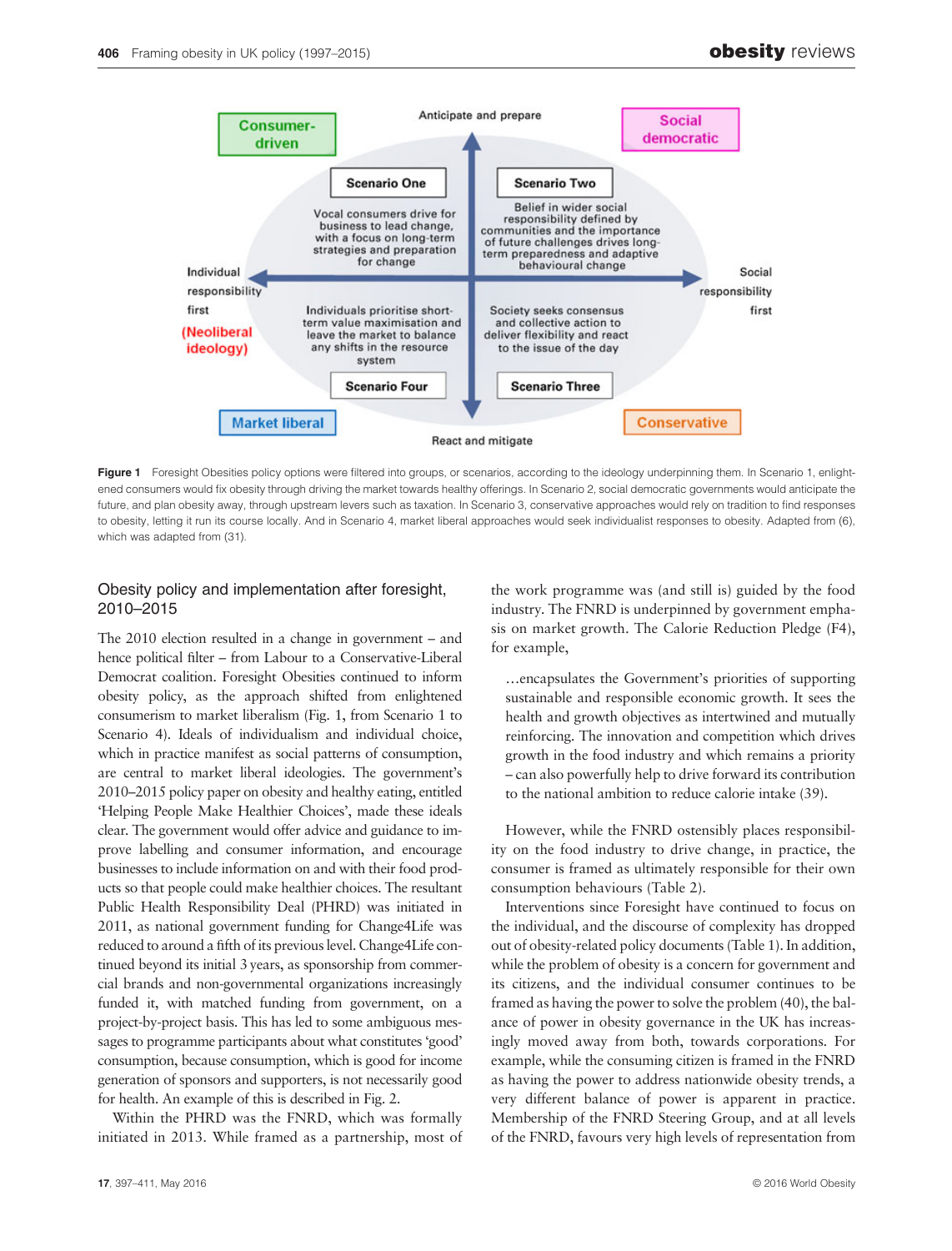**Figure 1** Foresight Obesities policy options were filtered into groups, or scenarios, according to the ideology underpinning them. In Scenario 1, enlightened consumers would fix obesity through driving the market towards healthy offerings. In Scenario 2, social democratic governments would anticipate the future, and plan obesity away, through upstream levers such as taxation. In Scenario 3, conservative approaches would rely on tradition to find responses to obesity, letting it run its course locally. And in Scenario 4, market liberal approaches would seek individualist responses to obesity. Adapted from (6), which was adapted from (31).

## Obesity policy and implementation after foresight, 2010–2015

The 2010 election resulted in a change in government – and hence political filter – from Labour to a Conservative-Liberal Democrat coalition. Foresight Obesities continued to inform obesity policy, as the approach shifted from enlightened consumerism to market liberalism (Fig. 1, from Scenario 1 to Scenario 4). Ideals of individualism and individual choice, which in practice manifest as social patterns of consumption, are central to market liberal ideologies. The government's 2010–2015 policy paper on obesity and healthy eating, entitled 'Helping People Make Healthier Choices', made these ideals clear. The government would offer advice and guidance to improve labelling and consumer information, and encourage businesses to include information on and with their food products so that people could make healthier choices. The resultant Public Health Responsibility Deal (PHRD) was initiated in 2011, as national government funding for Change4Life was reduced to around a fifth of its previous level. Change4Life continued beyond its initial 3 years, as sponsorship from commercial brands and non-governmental organizations increasingly funded it, with matched funding from government, on a project-by-project basis. This has led to some ambiguous messages to programme participants about what constitutes 'good' consumption, because consumption, which is good for income generation of sponsors and supporters, is not necessarily good for health. An example of this is described in Fig. 2.

Within the PHRD was the FNRD, which was formally initiated in 2013. While framed as a partnership, most of the work programme was (and still is) guided by the food industry. The FNRD is underpinned by government emphasis on market growth. The Calorie Reduction Pledge (F4), for example,

> …encapsulates the Government's priorities of supporting sustainable and responsible economic growth. It sees the health and growth objectives as intertwined and mutually reinforcing. The innovation and competition which drives growth in the food industry and which remains a priority – can also powerfully help to drive forward its contribution to the national ambition to reduce calorie intake (39).

However, while the FNRD ostensibly places responsibility on the food industry to drive change, in practice, the consumer is framed as ultimately responsible for their own consumption behaviours (Table 2).

Interventions since Foresight have continued to focus on the individual, and the discourse of complexity has dropped out of obesity-related policy documents (Table 1). In addition, while the problem of obesity is a concern for government and its citizens, and the individual consumer continues to be framed as having the power to solve the problem (40), the balance of power in obesity governance in the UK has increasingly moved away from both, towards corporations. For example, while the consuming citizen is framed in the FNRD as having the power to address nationwide obesity trends, a very different balance of power is apparent in practice. Membership of the FNRD Steering Group, and at all levels of the FNRD, favours very high levels of representation from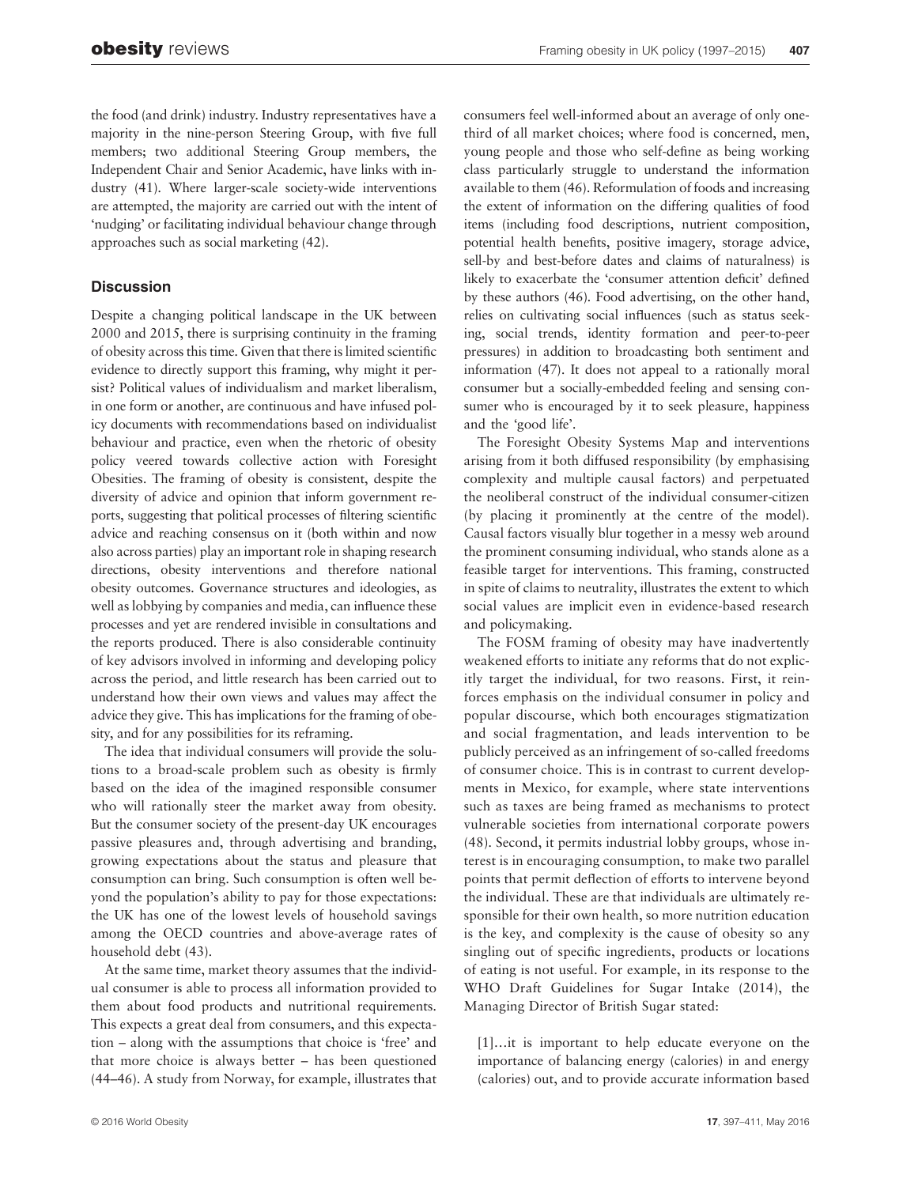the food (and drink) industry. Industry representatives have a majority in the nine-person Steering Group, with five full members; two additional Steering Group members, the Independent Chair and Senior Academic, have links with industry (41). Where larger-scale society-wide interventions are attempted, the majority are carried out with the intent of 'nudging' or facilitating individual behaviour change through approaches such as social marketing (42).

## Discussion

Despite a changing political landscape in the UK between 2000 and 2015, there is surprising continuity in the framing of obesity across this time. Given that there is limited scientific evidence to directly support this framing, why might it persist? Political values of individualism and market liberalism, in one form or another, are continuous and have infused policy documents with recommendations based on individualist behaviour and practice, even when the rhetoric of obesity policy veered towards collective action with Foresight Obesities. The framing of obesity is consistent, despite the diversity of advice and opinion that inform government reports, suggesting that political processes of filtering scientific advice and reaching consensus on it (both within and now also across parties) play an important role in shaping research directions, obesity interventions and therefore national obesity outcomes. Governance structures and ideologies, as well as lobbying by companies and media, can influence these processes and yet are rendered invisible in consultations and the reports produced. There is also considerable continuity of key advisors involved in informing and developing policy across the period, and little research has been carried out to understand how their own views and values may affect the advice they give. This has implications for the framing of obesity, and for any possibilities for its reframing.

The idea that individual consumers will provide the solutions to a broad-scale problem such as obesity is firmly based on the idea of the imagined responsible consumer who will rationally steer the market away from obesity. But the consumer society of the present-day UK encourages passive pleasures and, through advertising and branding, growing expectations about the status and pleasure that consumption can bring. Such consumption is often well beyond the population's ability to pay for those expectations: the UK has one of the lowest levels of household savings among the OECD countries and above-average rates of household debt (43).

At the same time, market theory assumes that the individual consumer is able to process all information provided to them about food products and nutritional requirements. This expects a great deal from consumers, and this expectation – along with the assumptions that choice is 'free' and that more choice is always better – has been questioned (44–46). A study from Norway, for example, illustrates that consumers feel well-informed about an average of only one-third of all market choices; where food is concerned, men, young people and those who self-define as being working class particularly struggle to understand the information available to them (46). Reformulation of foods and increasing the extent of information on the differing qualities of food items (including food descriptions, nutrient composition, potential health benefits, positive imagery, storage advice, sell-by and best-before dates and claims of naturalness) is likely to exacerbate the 'consumer attention deficit' defined by these authors (46). Food advertising, on the other hand, relies on cultivating social influences (such as status seeking, social trends, identity formation and peer-to-peer pressures) in addition to broadcasting both sentiment and information (47). It does not appeal to a rationally moral consumer but a socially-embedded feeling and sensing consumer who is encouraged by it to seek pleasure, happiness and the 'good life'.

The Foresight Obesity Systems Map and interventions arising from it both diffused responsibility (by emphasising complexity and multiple causal factors) and perpetuated the neoliberal construct of the individual consumer-citizen (by placing it prominently at the centre of the model). Causal factors visually blur together in a messy web around the prominent consuming individual, who stands alone as a feasible target for interventions. This framing, constructed in spite of claims to neutrality, illustrates the extent to which social values are implicit even in evidence-based research and policymaking.

The FOSM framing of obesity may have inadvertently weakened efforts to initiate any reforms that do not explicitly target the individual, for two reasons. First, it reinforces emphasis on the individual consumer in policy and popular discourse, which both encourages stigmatization and social fragmentation, and leads intervention to be publicly perceived as an infringement of so-called freedoms of consumer choice. This is in contrast to current developments in Mexico, for example, where state interventions such as taxes are being framed as mechanisms to protect vulnerable societies from international corporate powers (48). Second, it permits industrial lobby groups, whose interest is in encouraging consumption, to make two parallel points that permit deflection of efforts to intervene beyond the individual. These are that individuals are ultimately responsible for their own health, so more nutrition education is the key, and complexity is the cause of obesity so any singling out of specific ingredients, products or locations of eating is not useful. For example, in its response to the WHO Draft Guidelines for Sugar Intake (2014), the Managing Director of British Sugar stated:

> [1]…it is important to help educate everyone on the importance of balancing energy (calories) in and energy (calories) out, and to provide accurate information based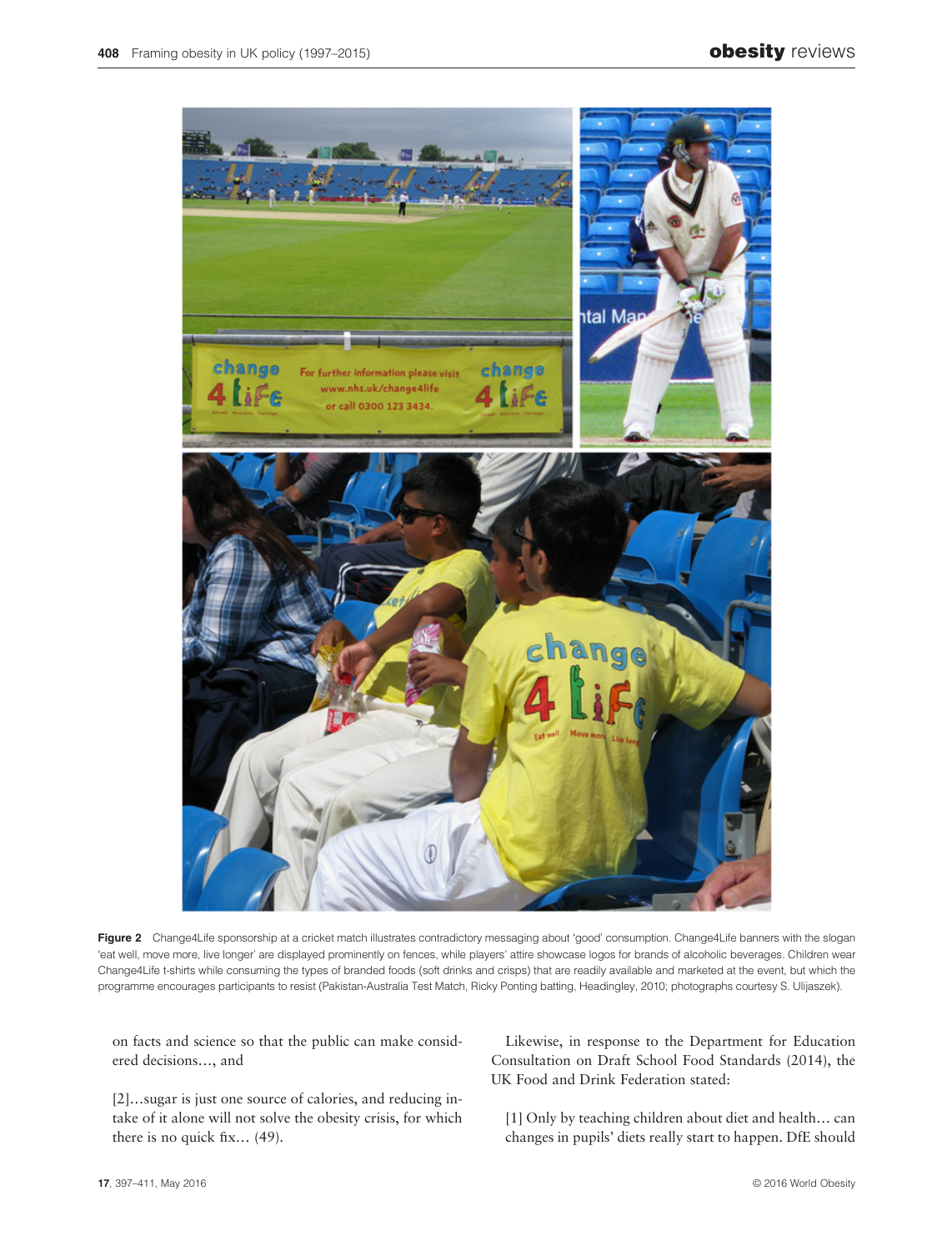Figure 2 Change4Life sponsorship at a cricket match illustrates contradictory messaging about 'good' consumption. Change4Life banners with the slogan 'eat well, move more, live longer' are displayed prominently on fences, while players' attire showcase logos for brands of alcoholic beverages. Children wear Change4Life t-shirts while consuming the types of branded foods (soft drinks and crisps) that are readily available and marketed at the event, but which the programme encourages participants to resist (Pakistan-Australia Test Match, Ricky Ponting batting, Headingley, 2010; photographs courtesy S. Ulijaszek).

on facts and science so that the public can make considered decisions…, and

[2]…sugar is just one source of calories, and reducing intake of it alone will not solve the obesity crisis, for which there is no quick fix… (49).

Likewise, in response to the Department for Education Consultation on Draft School Food Standards (2014), the UK Food and Drink Federation stated:

[1] Only by teaching children about diet and health… can changes in pupils' diets really start to happen. DfE should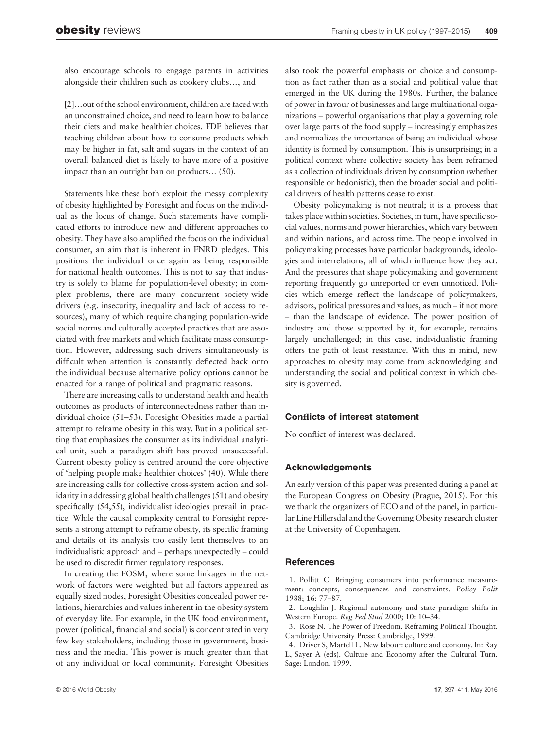also encourage schools to engage parents in activities alongside their children such as cookery clubs…, and

[2]…out of the school environment, children are faced with an unconstrained choice, and need to learn how to balance their diets and make healthier choices. FDF believes that teaching children about how to consume products which may be higher in fat, salt and sugars in the context of an overall balanced diet is likely to have more of a positive impact than an outright ban on products… (50).

Statements like these both exploit the messy complexity of obesity highlighted by Foresight and focus on the individual as the locus of change. Such statements have complicated efforts to introduce new and different approaches to obesity. They have also amplified the focus on the individual consumer, an aim that is inherent in FNRD pledges. This positions the individual once again as being responsible for national health outcomes. This is not to say that industry is solely to blame for population-level obesity; in complex problems, there are many concurrent society-wide drivers (e.g. insecurity, inequality and lack of access to resources), many of which require changing population-wide social norms and culturally accepted practices that are associated with free markets and which facilitate mass consumption. However, addressing such drivers simultaneously is difficult when attention is constantly deflected back onto the individual because alternative policy options cannot be enacted for a range of political and pragmatic reasons.

There are increasing calls to understand health and health outcomes as products of interconnectedness rather than individual choice (51–53). Foresight Obesities made a partial attempt to reframe obesity in this way. But in a political setting that emphasizes the consumer as its individual analytical unit, such a paradigm shift has proved unsuccessful. Current obesity policy is centred around the core objective of 'helping people make healthier choices' (40). While there are increasing calls for collective cross-system action and solidarity in addressing global health challenges (51) and obesity specifically (54,55), individualist ideologies prevail in practice. While the causal complexity central to Foresight represents a strong attempt to reframe obesity, its specific framing and details of its analysis too easily lent themselves to an individualistic approach and – perhaps unexpectedly – could be used to discredit firmer regulatory responses.

In creating the FOSM, where some linkages in the network of factors were weighted but all factors appeared as equally sized nodes, Foresight Obesities concealed power relations, hierarchies and values inherent in the obesity system of everyday life. For example, in the UK food environment, power (political, financial and social) is concentrated in very few key stakeholders, including those in government, business and the media. This power is much greater than that of any individual or local community. Foresight Obesities also took the powerful emphasis on choice and consumption as fact rather than as a social and political value that emerged in the UK during the 1980s. Further, the balance of power in favour of businesses and large multinational organizations – powerful organisations that play a governing role over large parts of the food supply – increasingly emphasizes and normalizes the importance of being an individual whose identity is formed by consumption. This is unsurprising; in a political context where collective society has been reframed as a collection of individuals driven by consumption (whether responsible or hedonistic), then the broader social and political drivers of health patterns cease to exist.

Obesity policymaking is not neutral; it is a process that takes place within societies. Societies, in turn, have specific social values, norms and power hierarchies, which vary between and within nations, and across time. The people involved in policymaking processes have particular backgrounds, ideologies and interrelations, all of which influence how they act. And the pressures that shape policymaking and government reporting frequently go unreported or even unnoticed. Policies which emerge reflect the landscape of policymakers, advisors, political pressures and values, as much – if not more – than the landscape of evidence. The power position of industry and those supported by it, for example, remains largely unchallenged; in this case, individualistic framing offers the path of least resistance. With this in mind, new approaches to obesity may come from acknowledging and understanding the social and political context in which obesity is governed.

## Conflicts of interest statement

No conflict of interest was declared.

## Acknowledgements

An early version of this paper was presented during a panel at the European Congress on Obesity (Prague, 2015). For this we thank the organizers of ECO and of the panel, in particular Line Hillersdal and the Governing Obesity research cluster at the University of Copenhagen.

## References

1. Pollitt C. Bringing consumers into performance measurement: concepts, consequences and constraints. *Policy Polit* 1988; **16**: 77–87.
2. Loughlin J. Regional autonomy and state paradigm shifts in Western Europe. *Reg Fed Stud* 2000; **10**: 10–34.
3. Rose N. The Power of Freedom. Reframing Political Thought. Cambridge University Press: Cambridge, 1999.
4. Driver S, Martell L. New labour: culture and economy. In: Ray L, Sayer A (eds). Culture and Economy after the Cultural Turn. Sage: London, 1999.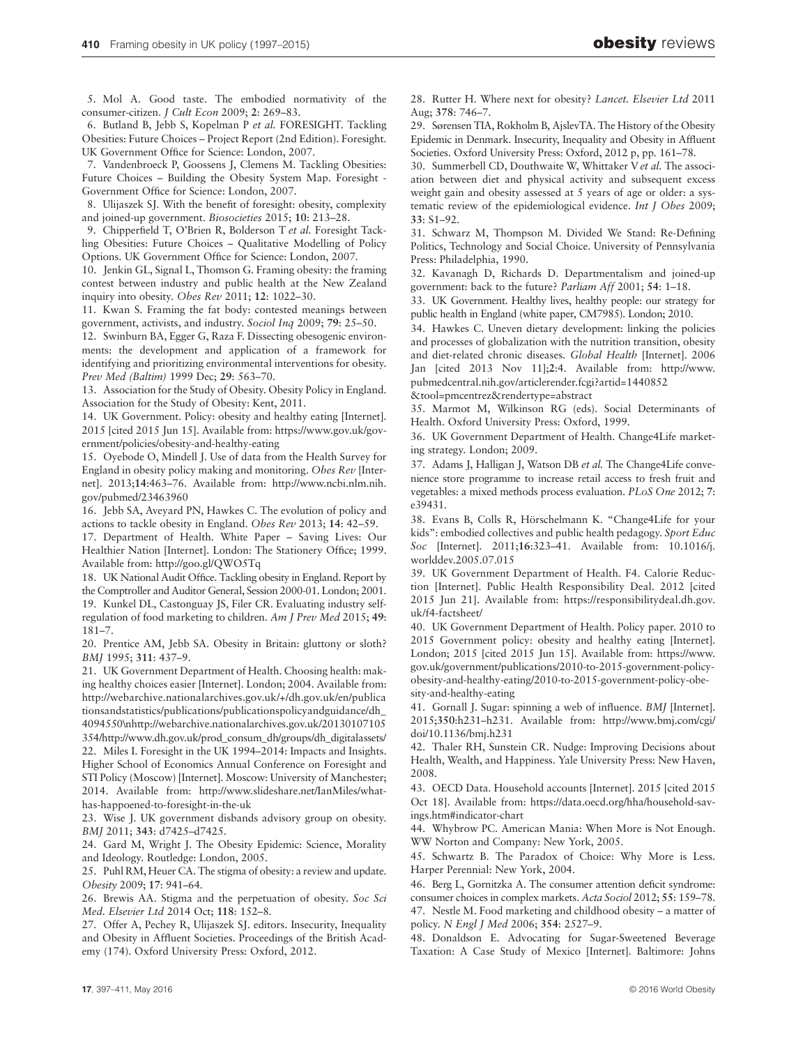5. Mol A. Good taste. The embodied normativity of the consumer-citizen. *J Cult Econ* 2009; **2**: 269–83.

6. Butland B, Jebb S, Kopelman P *et al.* FORESIGHT. Tackling Obesities: Future Choices – Project Report (2nd Edition). Foresight. UK Government Office for Science: London, 2007.

7. Vandenbroeck P, Goossens J, Clemens M. Tackling Obesities: Future Choices – Building the Obesity System Map. Foresight - Government Office for Science: London, 2007.

8. Ulijaszek SJ. With the benefit of foresight: obesity, complexity and joined-up government. *Biosocieties* 2015; **10**: 213–28.

9. Chipperfield T, O'Brien R, Bolderson T *et al.* Foresight Tackling Obesities: Future Choices – Qualitative Modelling of Policy Options. UK Government Office for Science: London, 2007.

10. Jenkin GL, Signal L, Thomson G. Framing obesity: the framing contest between industry and public health at the New Zealand inquiry into obesity. *Obes Rev* 2011; **12**: 1022–30.

11. Kwan S. Framing the fat body: contested meanings between government, activists, and industry. *Sociol Inq* 2009; **79**: 25–50.

12. Swinburn BA, Egger G, Raza F. Dissecting obesogenic environments: the development and application of a framework for identifying and prioritizing environmental interventions for obesity. *Prev Med (Baltim)* 1999 Dec; **29**: 563–70.

13. Association for the Study of Obesity. Obesity Policy in England. Association for the Study of Obesity: Kent, 2011.

14. UK Government. Policy: obesity and healthy eating [Internet]. 2015 [cited 2015 Jun 15]. Available from: https://www.gov.uk/government/policies/obesity-and-healthy-eating

15. Oyebode O, Mindell J. Use of data from the Health Survey for England in obesity policy making and monitoring. *Obes Rev* [Internet]. 2013;**14**:463–76. Available from: http://www.ncbi.nlm.nih.gov/pubmed/23463960

16. Jebb SA, Aveyard PN, Hawkes C. The evolution of policy and actions to tackle obesity in England. *Obes Rev* 2013; **14**: 42–59.

17. Department of Health. White Paper – Saving Lives: Our Healthier Nation [Internet]. London: The Stationery Office; 1999. Available from: http://goo.gl/QWO5Tq

18. UK National Audit Office. Tackling obesity in England. Report by the Comptroller and Auditor General, Session 2000-01. London; 2001.

19. Kunkel DL, Castonguay JS, Filer CR. Evaluating industry self-regulation of food marketing to children. *Am J Prev Med* 2015; **49**: 181–7.

20. Prentice AM, Jebb SA. Obesity in Britain: gluttony or sloth? *BMJ* 1995; **311**: 437–9.

21. UK Government Department of Health. Choosing health: making healthy choices easier [Internet]. London; 2004. Available from: http://webarchive.nationalarchives.gov.uk/+/dh.gov.uk/en/publicationsandstatistics/publications/publicationspolicyandguidance/dh_4094550\nhttp://webarchive.nationalarchives.gov.uk/20130107105354/http://www.dh.gov.uk/prod_consum_dh/groups/dh_digitalassets/

22. Miles I. Foresight in the UK 1994–2014: Impacts and Insights. Higher School of Economics Annual Conference on Foresight and STI Policy (Moscow) [Internet]. Moscow: University of Manchester; 2014. Available from: http://www.slideshare.net/IanMiles/what-has-happoened-to-foresight-in-the-uk

23. Wise J. UK government disbands advisory group on obesity. *BMJ* 2011; **343**: d7425–d7425.

24. Gard M, Wright J. The Obesity Epidemic: Science, Morality and Ideology. Routledge: London, 2005.

25. Puhl RM, Heuer CA. The stigma of obesity: a review and update. *Obesity* 2009; **17**: 941–64.

26. Brewis AA. Stigma and the perpetuation of obesity. *Soc Sci Med. Elsevier Ltd* 2014 Oct; **118**: 152–8.

27. Offer A, Pechey R, Ulijaszek SJ. editors. Insecurity, Inequality and Obesity in Affluent Societies. Proceedings of the British Academy (174). Oxford University Press: Oxford, 2012.

28. Rutter H. Where next for obesity? *Lancet. Elsevier Ltd* 2011 Aug; **378**: 746–7.

29. Sørensen TIA, Rokholm B, AjslevTA. The History of the Obesity Epidemic in Denmark. Insecurity, Inequality and Obesity in Affluent Societies. Oxford University Press: Oxford, 2012 p, pp. 161–78.

30. Summerbell CD, Douthwaite W, Whittaker V *et al.* The association between diet and physical activity and subsequent excess weight gain and obesity assessed at 5 years of age or older: a systematic review of the epidemiological evidence. *Int J Obes* 2009; **33**: S1–92.

31. Schwarz M, Thompson M. Divided We Stand: Re-Defining Politics, Technology and Social Choice. University of Pennsylvania Press: Philadelphia, 1990.

32. Kavanagh D, Richards D. Departmentalism and joined-up government: back to the future? *Parliam Aff* 2001; **54**: 1–18.

33. UK Government. Healthy lives, healthy people: our strategy for public health in England (white paper, CM7985). London; 2010.

34. Hawkes C. Uneven dietary development: linking the policies and processes of globalization with the nutrition transition, obesity and diet-related chronic diseases. *Global Health* [Internet]. 2006 Jan [cited 2013 Nov 11];**2**:4. Available from: http://www.pubmedcentral.nih.gov/articlerender.fcgi?artid=1440852&tool=pmcentrez&rendertype=abstract

35. Marmot M, Wilkinson RG (eds). Social Determinants of Health. Oxford University Press: Oxford, 1999.

36. UK Government Department of Health. Change4Life marketing strategy. London; 2009.

37. Adams J, Halligan J, Watson DB *et al.* The Change4Life convenience store programme to increase retail access to fresh fruit and vegetables: a mixed methods process evaluation. *PLoS One* 2012; **7**: e39431.

38. Evans B, Colls R, Hörschelmann K. "Change4Life for your kids": embodied collectives and public health pedagogy. *Sport Educ Soc* [Internet]. 2011;**16**:323–41. Available from: 10.1016/j.worlddev.2005.07.015

39. UK Government Department of Health. F4. Calorie Reduction [Internet]. Public Health Responsibility Deal. 2012 [cited 2015 Jun 21]. Available from: https://responsibilitydeal.dh.gov.uk/f4-factsheet/

40. UK Government Department of Health. Policy paper. 2010 to 2015 Government policy: obesity and healthy eating [Internet]. London; 2015 [cited 2015 Jun 15]. Available from: https://www.gov.uk/government/publications/2010-to-2015-government-policy-obesity-and-healthy-eating/2010-to-2015-government-policy-obesity-and-healthy-eating

41. Gornall J. Sugar: spinning a web of influence. *BMJ* [Internet]. 2015;**350**:h231–h231. Available from: http://www.bmj.com/cgi/doi/10.1136/bmj.h231

42. Thaler RH, Sunstein CR. Nudge: Improving Decisions about Health, Wealth, and Happiness. Yale University Press: New Haven, 2008.

43. OECD Data. Household accounts [Internet]. 2015 [cited 2015 Oct 18]. Available from: https://data.oecd.org/hha/household-savings.htm#indicator-chart

44. Whybrow PC. American Mania: When More is Not Enough. WW Norton and Company: New York, 2005.

45. Schwartz B. The Paradox of Choice: Why More is Less. Harper Perennial: New York, 2004.

46. Berg L, Gornitzka A. The consumer attention deficit syndrome: consumer choices in complex markets. *Acta Sociol* 2012; **55**: 159–78.

47. Nestle M. Food marketing and childhood obesity – a matter of policy. *N Engl J Med* 2006; **354**: 2527–9.

48. Donaldson E. Advocating for Sugar-Sweetened Beverage Taxation: A Case Study of Mexico [Internet]. Baltimore: Johns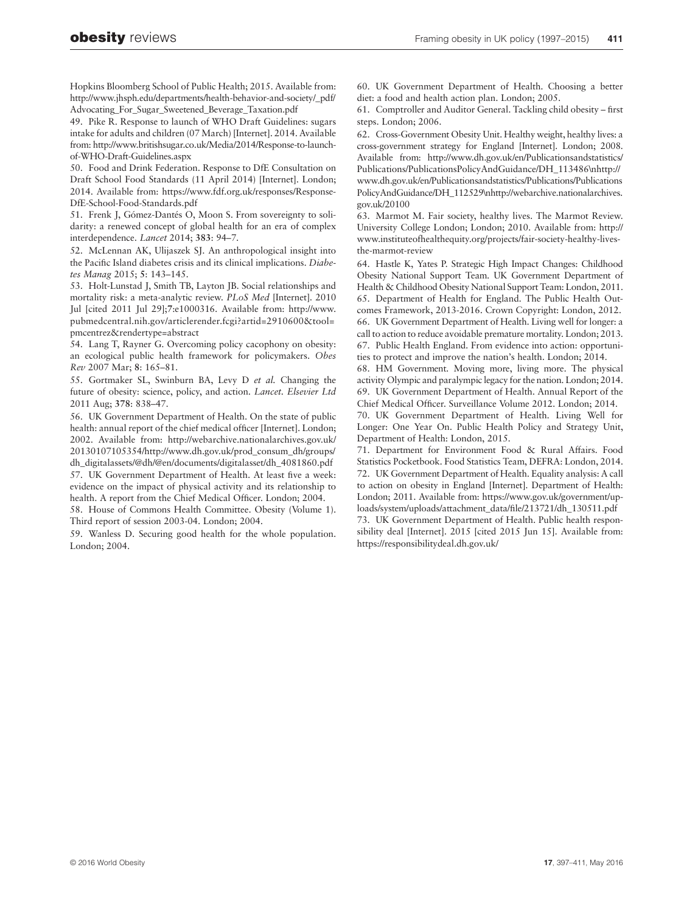Hopkins Bloomberg School of Public Health; 2015. Available from: http://www.jhsph.edu/departments/health-behavior-and-society/_pdf/Advocating_For_Sugar_Sweetened_Beverage_Taxation.pdf

49. Pike R. Response to launch of WHO Draft Guidelines: sugars intake for adults and children (07 March) [Internet]. 2014. Available from: http://www.britishsugar.co.uk/Media/2014/Response-to-launch-of-WHO-Draft-Guidelines.aspx

50. Food and Drink Federation. Response to DfE Consultation on Draft School Food Standards (11 April 2014) [Internet]. London; 2014. Available from: https://www.fdf.org.uk/responses/Response-DfE-School-Food-Standards.pdf

51. Frenk J, Gómez-Dantés O, Moon S. From sovereignty to solidarity: a renewed concept of global health for an era of complex interdependence. *Lancet* 2014; **383**: 94–7.

52. McLennan AK, Ulijaszek SJ. An anthropological insight into the Pacific Island diabetes crisis and its clinical implications. *Diabetes Manag* 2015; **5**: 143–145.

53. Holt-Lunstad J, Smith TB, Layton JB. Social relationships and mortality risk: a meta-analytic review. *PLoS Med* [Internet]. 2010 Jul [cited 2011 Jul 29];7:e1000316. Available from: http://www.pubmedcentral.nih.gov/articlerender.fcgi?artid=2910600&tool=pmcentrez&rendertype=abstract

54. Lang T, Rayner G. Overcoming policy cacophony on obesity: an ecological public health framework for policymakers. *Obes Rev* 2007 Mar; **8**: 165–81.

55. Gortmaker SL, Swinburn BA, Levy D *et al.* Changing the future of obesity: science, policy, and action. *Lancet. Elsevier Ltd* 2011 Aug; **378**: 838–47.

56. UK Government Department of Health. On the state of public health: annual report of the chief medical officer [Internet]. London; 2002. Available from: http://webarchive.nationalarchives.gov.uk/20130107105354/http://www.dh.gov.uk/prod_consum_dh/groups/dh_digitalassets/@dh/@en/documents/digitalasset/dh_4081860.pdf

57. UK Government Department of Health. At least five a week: evidence on the impact of physical activity and its relationship to health. A report from the Chief Medical Officer. London; 2004.

58. House of Commons Health Committee. Obesity (Volume 1). Third report of session 2003-04. London; 2004.

59. Wanless D. Securing good health for the whole population. London; 2004.

60. UK Government Department of Health. Choosing a better diet: a food and health action plan. London; 2005.

61. Comptroller and Auditor General. Tackling child obesity – first steps. London; 2006.

62. Cross-Government Obesity Unit. Healthy weight, healthy lives: a cross-government strategy for England [Internet]. London; 2008. Available from: http://www.dh.gov.uk/en/Publicationsandstatistics/Publications/PublicationsPolicyAndGuidance/DH_113486\nhttp://www.dh.gov.uk/en/Publicationsandstatistics/Publications/PublicationsPolicyAndGuidance/DH_112529\nhttp://webarchive.nationalarchives.gov.uk/20100

63. Marmot M. Fair society, healthy lives. The Marmot Review. University College London; London; 2010. Available from: http://www.instituteofhealthequity.org/projects/fair-society-healthy-lives-the-marmot-review

64. Hastle K, Yates P. Strategic High Impact Changes: Childhood Obesity National Support Team. UK Government Department of Health & Childhood Obesity National Support Team: London, 2011.

65. Department of Health for England. The Public Health Outcomes Framework, 2013-2016. Crown Copyright: London, 2012.

66. UK Government Department of Health. Living well for longer: a call to action to reduce avoidable premature mortality. London; 2013.

67. Public Health England. From evidence into action: opportunities to protect and improve the nation's health. London; 2014.

68. HM Government. Moving more, living more. The physical activity Olympic and paralympic legacy for the nation. London; 2014.

69. UK Government Department of Health. Annual Report of the Chief Medical Officer. Surveillance Volume 2012. London; 2014.

70. UK Government Department of Health. Living Well for Longer: One Year On. Public Health Policy and Strategy Unit, Department of Health: London, 2015.

71. Department for Environment Food & Rural Affairs. Food Statistics Pocketbook. Food Statistics Team, DEFRA: London, 2014.

72. UK Government Department of Health. Equality analysis: A call to action on obesity in England [Internet]. Department of Health: London; 2011. Available from: https://www.gov.uk/government/uploads/system/uploads/attachment_data/file/213721/dh_130511.pdf

73. UK Government Department of Health. Public health responsibility deal [Internet]. 2015 [cited 2015 Jun 15]. Available from: https://responsibilitydeal.dh.gov.uk/